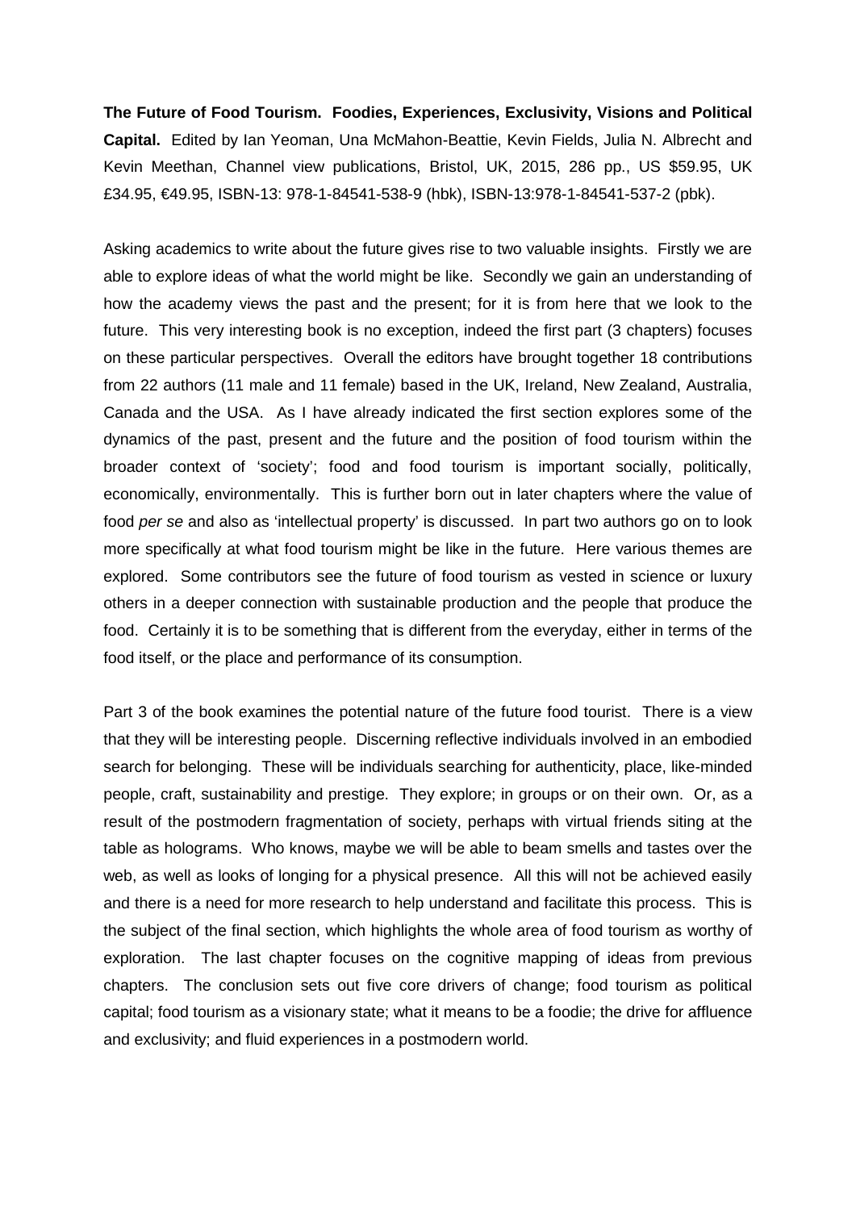**The Future of Food Tourism. Foodies, Experiences, Exclusivity, Visions and Political Capital.** Edited by Ian Yeoman, Una McMahon-Beattie, Kevin Fields, Julia N. Albrecht and Kevin Meethan, Channel view publications, Bristol, UK, 2015, 286 pp., US $59.95, UK £34.95, €49.95, ISBN-13: 978-1-84541-538-9 (hbk), ISBN-13:978-1-84541-537-2 (pbk).

Asking academics to write about the future gives rise to two valuable insights. Firstly we are able to explore ideas of what the world might be like. Secondly we gain an understanding of how the academy views the past and the present; for it is from here that we look to the future. This very interesting book is no exception, indeed the first part (3 chapters) focuses on these particular perspectives. Overall the editors have brought together 18 contributions from 22 authors (11 male and 11 female) based in the UK, Ireland, New Zealand, Australia, Canada and the USA. As I have already indicated the first section explores some of the dynamics of the past, present and the future and the position of food tourism within the broader context of 'society'; food and food tourism is important socially, politically, economically, environmentally. This is further born out in later chapters where the value of food *per se* and also as 'intellectual property' is discussed. In part two authors go on to look more specifically at what food tourism might be like in the future. Here various themes are explored. Some contributors see the future of food tourism as vested in science or luxury others in a deeper connection with sustainable production and the people that produce the food. Certainly it is to be something that is different from the everyday, either in terms of the food itself, or the place and performance of its consumption.

Part 3 of the book examines the potential nature of the future food tourist. There is a view that they will be interesting people. Discerning reflective individuals involved in an embodied search for belonging. These will be individuals searching for authenticity, place, like-minded people, craft, sustainability and prestige. They explore; in groups or on their own. Or, as a result of the postmodern fragmentation of society, perhaps with virtual friends siting at the table as holograms. Who knows, maybe we will be able to beam smells and tastes over the web, as well as looks of longing for a physical presence. All this will not be achieved easily and there is a need for more research to help understand and facilitate this process. This is the subject of the final section, which highlights the whole area of food tourism as worthy of exploration. The last chapter focuses on the cognitive mapping of ideas from previous chapters. The conclusion sets out five core drivers of change; food tourism as political capital; food tourism as a visionary state; what it means to be a foodie; the drive for affluence and exclusivity; and fluid experiences in a postmodern world.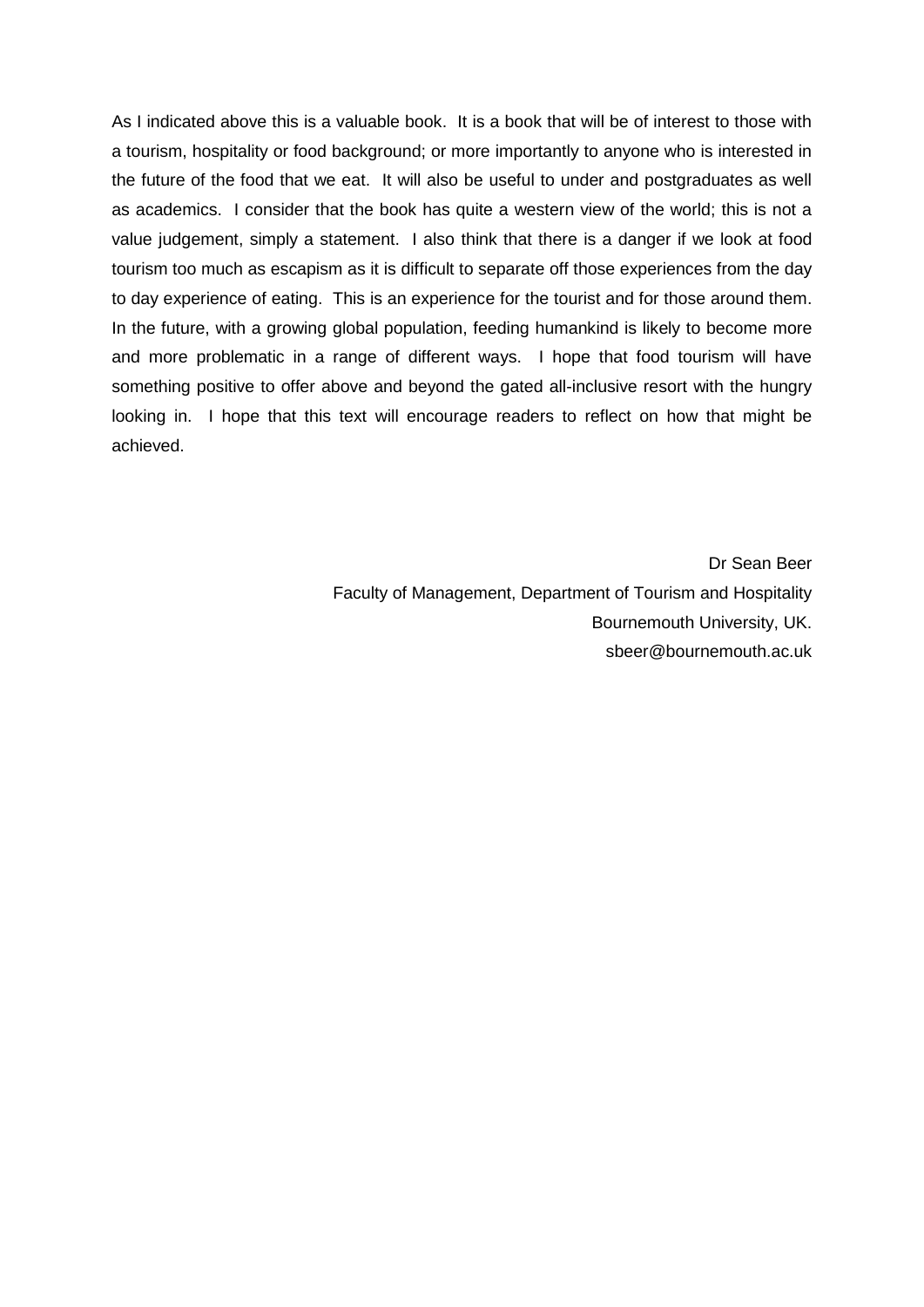As I indicated above this is a valuable book. It is a book that will be of interest to those with a tourism, hospitality or food background; or more importantly to anyone who is interested in the future of the food that we eat. It will also be useful to under and postgraduates as well as academics. I consider that the book has quite a western view of the world; this is not a value judgement, simply a statement. I also think that there is a danger if we look at food tourism too much as escapism as it is difficult to separate off those experiences from the day to day experience of eating. This is an experience for the tourist and for those around them. In the future, with a growing global population, feeding humankind is likely to become more and more problematic in a range of different ways. I hope that food tourism will have something positive to offer above and beyond the gated all-inclusive resort with the hungry looking in. I hope that this text will encourage readers to reflect on how that might be achieved.

Dr Sean Beer
Faculty of Management, Department of Tourism and Hospitality
Bournemouth University, UK.
sbeer@bournemouth.ac.uk